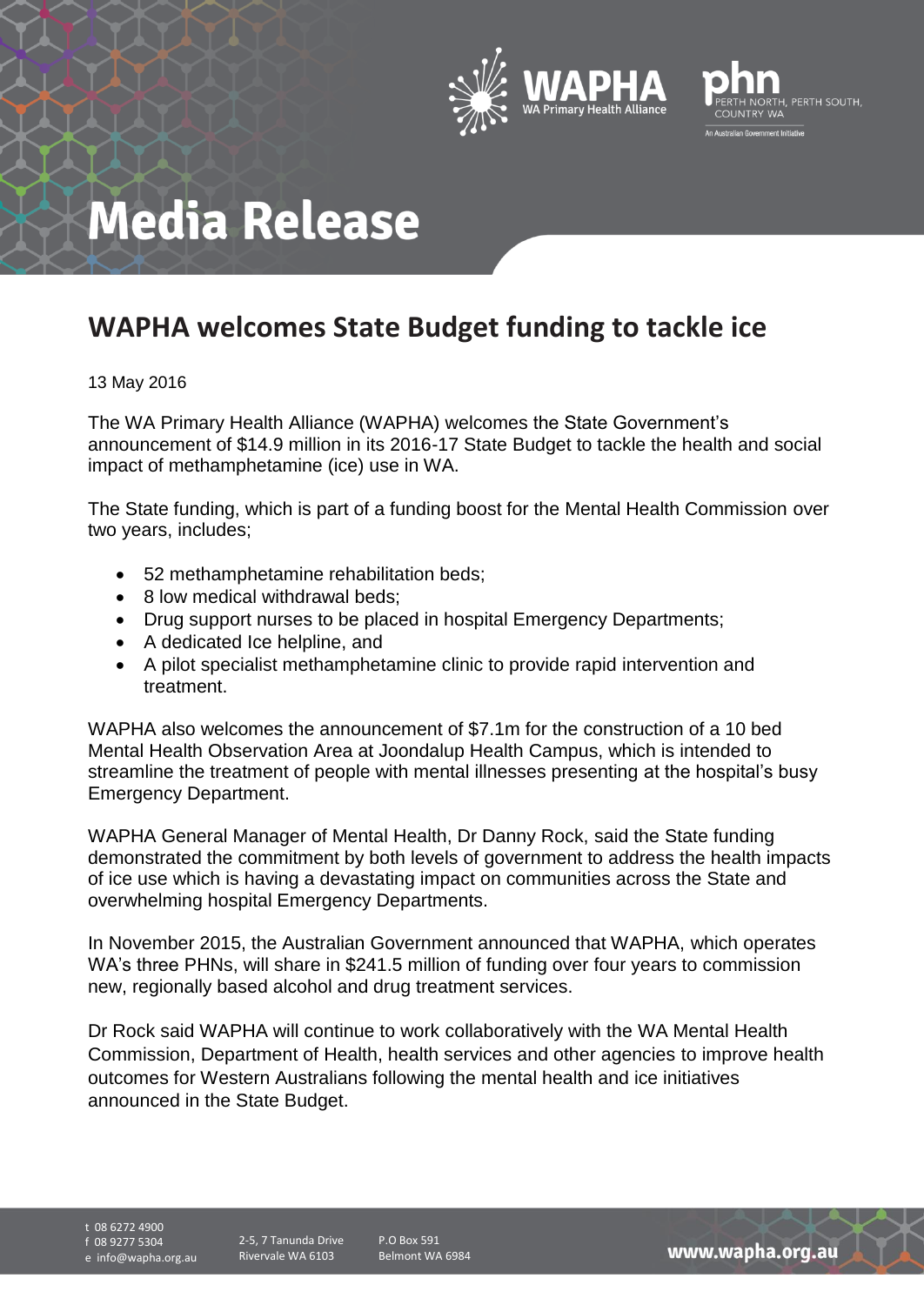# Media Release

## WAPHA welcomes State Budget funding to tackle ice

13 May 2016

The WA Primary Health Alliance (WAPHA) welcomes the State Government's announcement of $14.9 million in its 2016-17 State Budget to tackle the health and social impact of methamphetamine (ice) use in WA.

The State funding, which is part of a funding boost for the Mental Health Commission over two years, includes;

- 52 methamphetamine rehabilitation beds;
- 8 low medical withdrawal beds;
- Drug support nurses to be placed in hospital Emergency Departments;
- A dedicated Ice helpline, and
- A pilot specialist methamphetamine clinic to provide rapid intervention and treatment.

WAPHA also welcomes the announcement of $7.1m for the construction of a 10 bed Mental Health Observation Area at Joondalup Health Campus, which is intended to streamline the treatment of people with mental illnesses presenting at the hospital's busy Emergency Department.

WAPHA General Manager of Mental Health, Dr Danny Rock, said the State funding demonstrated the commitment by both levels of government to address the health impacts of ice use which is having a devastating impact on communities across the State and overwhelming hospital Emergency Departments.

In November 2015, the Australian Government announced that WAPHA, which operates WA's three PHNs, will share in $241.5 million of funding over four years to commission new, regionally based alcohol and drug treatment services.

Dr Rock said WAPHA will continue to work collaboratively with the WA Mental Health Commission, Department of Health, health services and other agencies to improve health outcomes for Western Australians following the mental health and ice initiatives announced in the State Budget.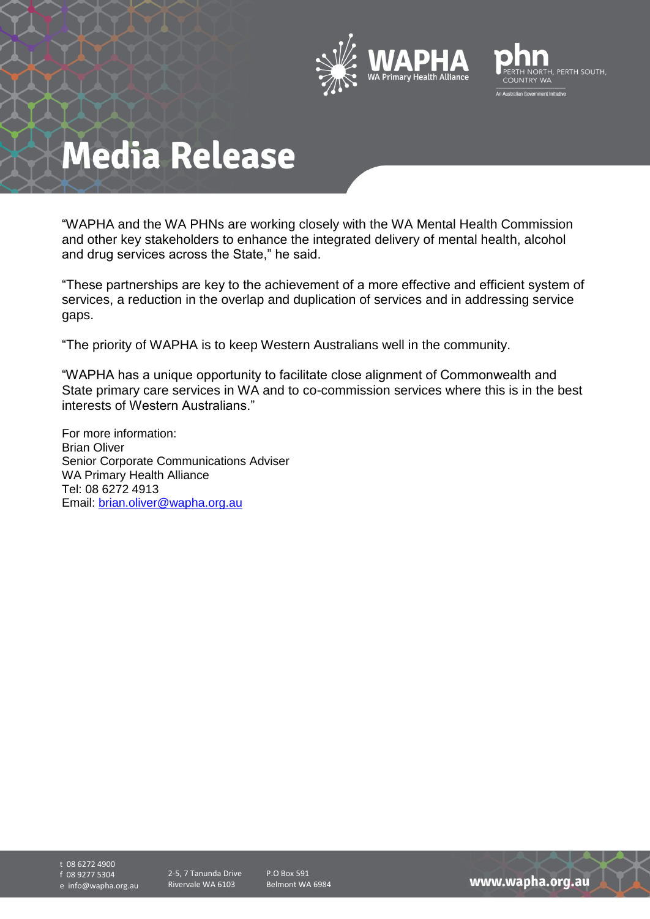# Media Release

"WAPHA and the WA PHNs are working closely with the WA Mental Health Commission and other key stakeholders to enhance the integrated delivery of mental health, alcohol and drug services across the State," he said.

"These partnerships are key to the achievement of a more effective and efficient system of services, a reduction in the overlap and duplication of services and in addressing service gaps.

"The priority of WAPHA is to keep Western Australians well in the community.

"WAPHA has a unique opportunity to facilitate close alignment of Commonwealth and State primary care services in WA and to co-commission services where this is in the best interests of Western Australians."

For more information:
Brian Oliver
Senior Corporate Communications Adviser
WA Primary Health Alliance
Tel: 08 6272 4913
Email: brian.oliver@wapha.org.au